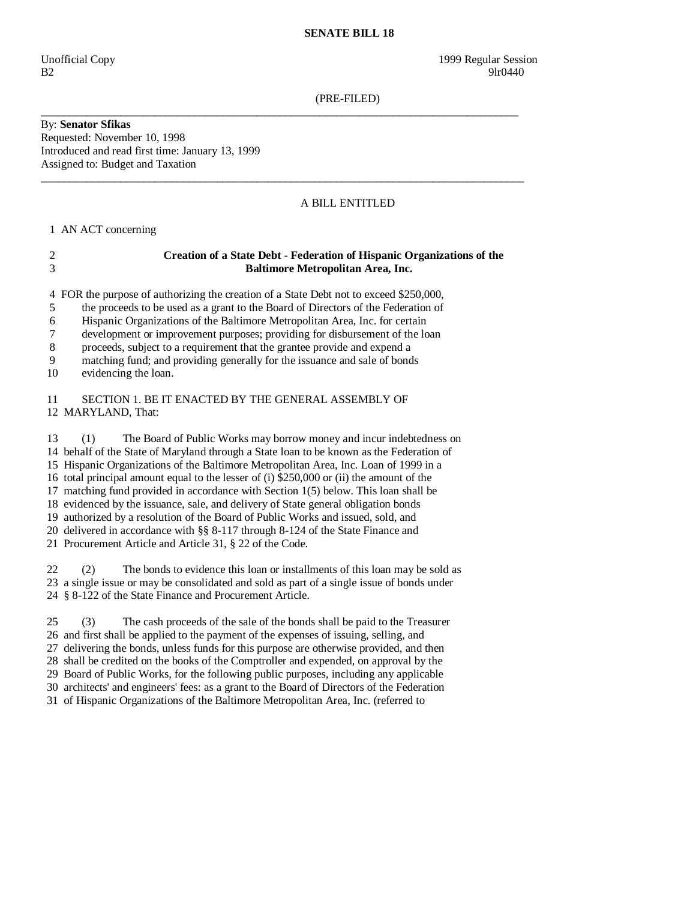**SENATE BILL 18**

Unofficial Copy 1999 Regular Session
B2 9lr0440

(PRE-FILED)

By: **Senator Sfikas**
Requested: November 10, 1998
Introduced and read first time: January 13, 1999
Assigned to: Budget and Taxation

A BILL ENTITLED

AN ACT concerning

**Creation of a State Debt - Federation of Hispanic Organizations of the Baltimore Metropolitan Area, Inc.**

FOR the purpose of authorizing the creation of a State Debt not to exceed $250,000, the proceeds to be used as a grant to the Board of Directors of the Federation of Hispanic Organizations of the Baltimore Metropolitan Area, Inc. for certain development or improvement purposes; providing for disbursement of the loan proceeds, subject to a requirement that the grantee provide and expend a matching fund; and providing generally for the issuance and sale of bonds evidencing the loan.

SECTION 1. BE IT ENACTED BY THE GENERAL ASSEMBLY OF MARYLAND, That:

(1) The Board of Public Works may borrow money and incur indebtedness on behalf of the State of Maryland through a State loan to be known as the Federation of Hispanic Organizations of the Baltimore Metropolitan Area, Inc. Loan of 1999 in a total principal amount equal to the lesser of (i) $250,000 or (ii) the amount of the matching fund provided in accordance with Section 1(5) below. This loan shall be evidenced by the issuance, sale, and delivery of State general obligation bonds authorized by a resolution of the Board of Public Works and issued, sold, and delivered in accordance with §§ 8-117 through 8-124 of the State Finance and Procurement Article and Article 31, § 22 of the Code.

(2) The bonds to evidence this loan or installments of this loan may be sold as a single issue or may be consolidated and sold as part of a single issue of bonds under § 8-122 of the State Finance and Procurement Article.

(3) The cash proceeds of the sale of the bonds shall be paid to the Treasurer and first shall be applied to the payment of the expenses of issuing, selling, and delivering the bonds, unless funds for this purpose are otherwise provided, and then shall be credited on the books of the Comptroller and expended, on approval by the Board of Public Works, for the following public purposes, including any applicable architects' and engineers' fees: as a grant to the Board of Directors of the Federation of Hispanic Organizations of the Baltimore Metropolitan Area, Inc. (referred to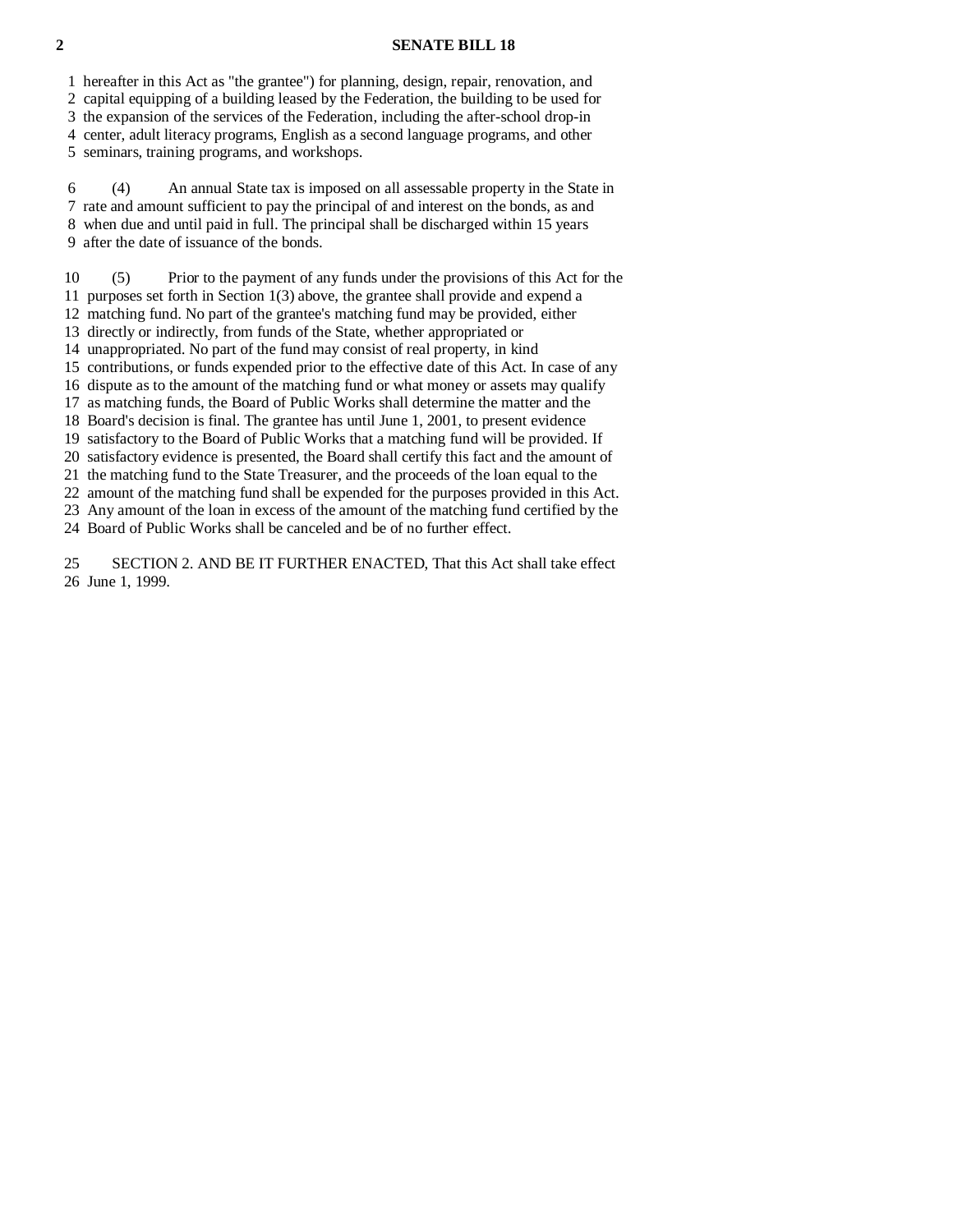hereafter in this Act as "the grantee") for planning, design, repair, renovation, and capital equipping of a building leased by the Federation, the building to be used for the expansion of the services of the Federation, including the after-school drop-in center, adult literacy programs, English as a second language programs, and other seminars, training programs, and workshops.

(4) An annual State tax is imposed on all assessable property in the State in rate and amount sufficient to pay the principal of and interest on the bonds, as and when due and until paid in full. The principal shall be discharged within 15 years after the date of issuance of the bonds.

(5) Prior to the payment of any funds under the provisions of this Act for the purposes set forth in Section 1(3) above, the grantee shall provide and expend a matching fund. No part of the grantee's matching fund may be provided, either directly or indirectly, from funds of the State, whether appropriated or unappropriated. No part of the fund may consist of real property, in kind contributions, or funds expended prior to the effective date of this Act. In case of any dispute as to the amount of the matching fund or what money or assets may qualify as matching funds, the Board of Public Works shall determine the matter and the Board's decision is final. The grantee has until June 1, 2001, to present evidence satisfactory to the Board of Public Works that a matching fund will be provided. If satisfactory evidence is presented, the Board shall certify this fact and the amount of the matching fund to the State Treasurer, and the proceeds of the loan equal to the amount of the matching fund shall be expended for the purposes provided in this Act. Any amount of the loan in excess of the amount of the matching fund certified by the Board of Public Works shall be canceled and be of no further effect.

SECTION 2. AND BE IT FURTHER ENACTED, That this Act shall take effect June 1, 1999.